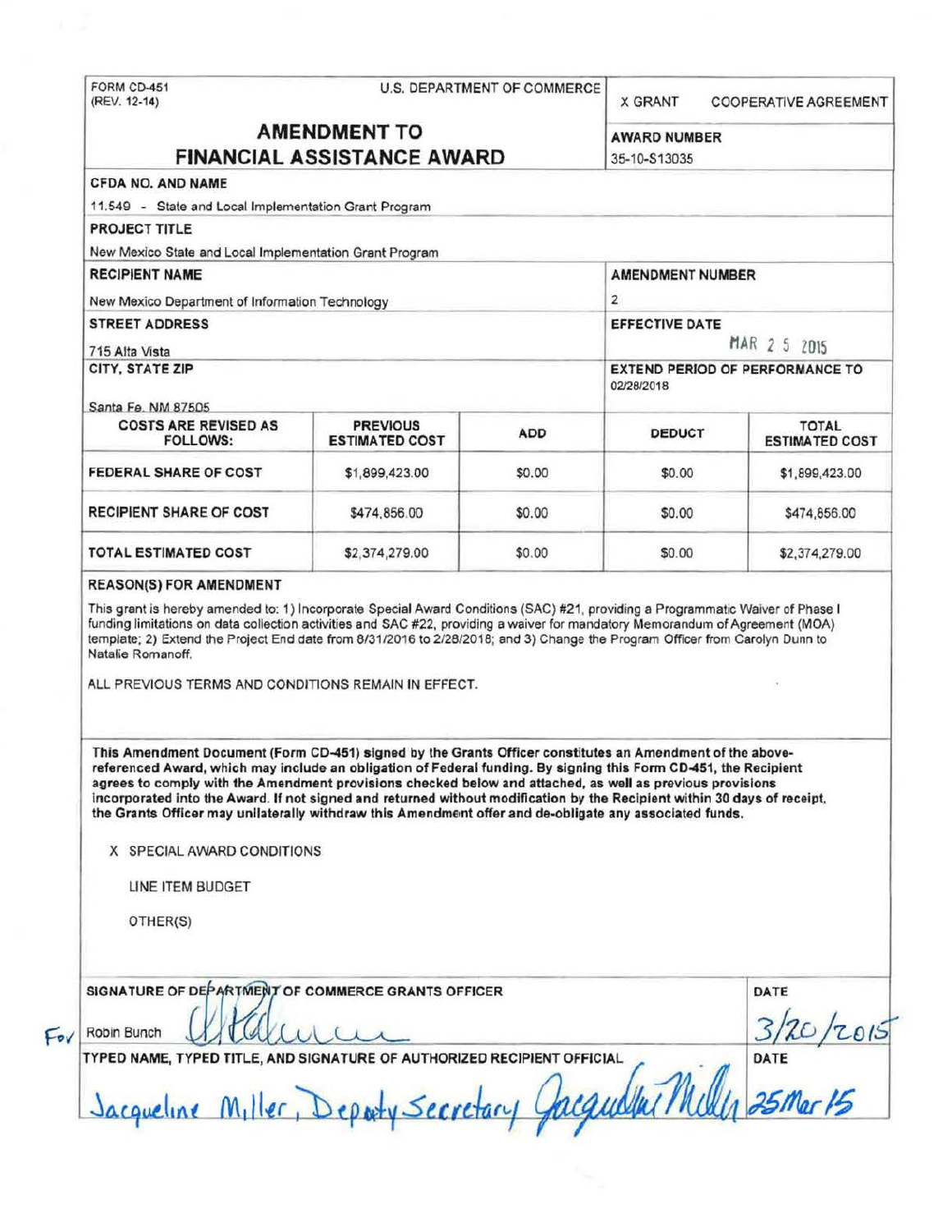FORM CD-451
(REV. 12-14)

U.S. DEPARTMENT OF COMMERCE

X GRANT    COOPERATIVE AGREEMENT

# AMENDMENT TO FINANCIAL ASSISTANCE AWARD

**AWARD NUMBER**
35-10-S13035

**CFDA NO. AND NAME**
11.549 - State and Local Implementation Grant Program

**PROJECT TITLE**
New Mexico State and Local Implementation Grant Program

**RECIPIENT NAME**
New Mexico Department of Information Technology

**AMENDMENT NUMBER**
2

**STREET ADDRESS**
715 Alta Vista

**EFFECTIVE DATE**
MAR 2 5 2015

**CITY, STATE ZIP**
Santa Fe, NM 87505

**EXTEND PERIOD OF PERFORMANCE TO**
02/28/2018

| COSTS ARE REVISED AS FOLLOWS: | PREVIOUS ESTIMATED COST | ADD | DEDUCT | TOTAL ESTIMATED COST |
|---|---|---|---|---|
| FEDERAL SHARE OF COST | $1,899,423.00 | $0.00 | $0.00 | $1,899,423.00 |
| RECIPIENT SHARE OF COST | $474,856.00 | $0.00 | $0.00 | $474,856.00 |
| TOTAL ESTIMATED COST | $2,374,279.00 | $0.00 | $0.00 | $2,374,279.00 |

**REASON(S) FOR AMENDMENT**

This grant is hereby amended to: 1) Incorporate Special Award Conditions (SAC) #21, providing a Programmatic Waiver of Phase I funding limitations on data collection activities and SAC #22, providing a waiver for mandatory Memorandum of Agreement (MOA) template; 2) Extend the Project End date from 8/31/2016 to 2/28/2018; and 3) Change the Program Officer from Carolyn Dunn to Natalie Romanoff.

ALL PREVIOUS TERMS AND CONDITIONS REMAIN IN EFFECT.

**This Amendment Document (Form CD-451) signed by the Grants Officer constitutes an Amendment of the above-referenced Award, which may include an obligation of Federal funding. By signing this Form CD-451, the Recipient agrees to comply with the Amendment provisions checked below and attached, as well as previous provisions incorporated into the Award. If not signed and returned without modification by the Recipient within 30 days of receipt, the Grants Officer may unilaterally withdraw this Amendment offer and de-obligate any associated funds.**

X SPECIAL AWARD CONDITIONS

LINE ITEM BUDGET

OTHER(S)

**SIGNATURE OF DEPARTMENT OF COMMERCE GRANTS OFFICER**

For Robin Bunch

**DATE**
3/20/2015

**TYPED NAME, TYPED TITLE, AND SIGNATURE OF AUTHORIZED RECIPIENT OFFICIAL**

Jacqueline Miller, Deputy Secretary

**DATE**
25 Mar 15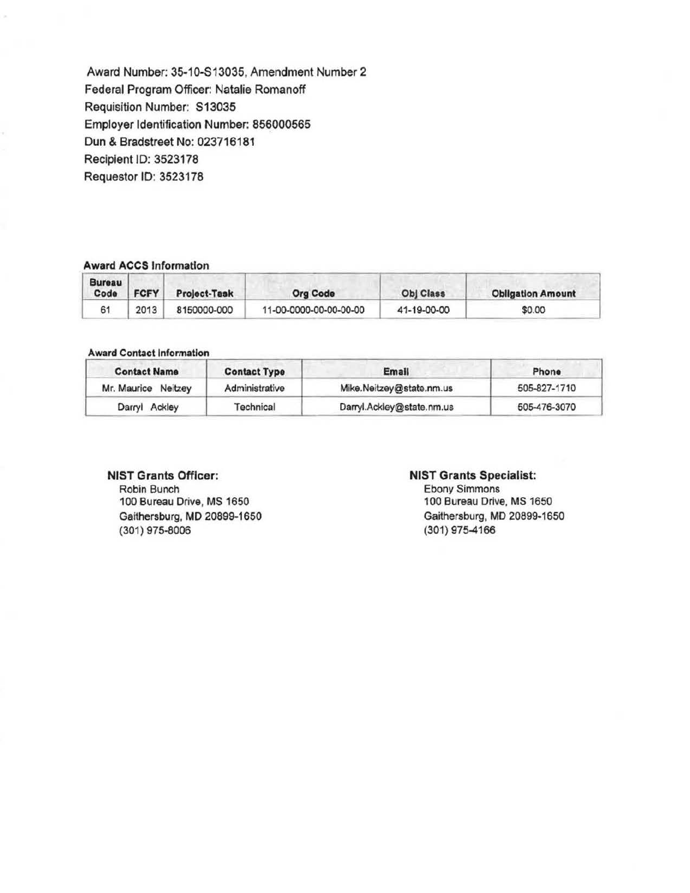Award Number: 35-10-S13035, Amendment Number 2
Federal Program Officer: Natalie Romanoff
Requisition Number: S13035
Employer Identification Number: 856000565
Dun & Bradstreet No: 023716181
Recipient ID: 3523178
Requestor ID: 3523178

**Award ACCS Information**

| Bureau Code | FCFY | Project-Task | Org Code | Obj Class | Obligation Amount |
|---|---|---|---|---|---|
| 61 | 2013 | 8150000-000 | 11-00-0000-00-00-00-00 | 41-19-00-00 | $0.00 |

**Award Contact Information**

| Contact Name | Contact Type | Email | Phone |
|---|---|---|---|
| Mr. Maurice Neitzey | Administrative | Mike.Neitzey@state.nm.us | 505-827-1710 |
| Darryl Ackley | Technical | Darryl.Ackley@state.nm.us | 505-476-3070 |

**NIST Grants Officer:**
Robin Bunch
100 Bureau Drive, MS 1650
Gaithersburg, MD 20899-1650
(301) 975-8006

**NIST Grants Specialist:**
Ebony Simmons
100 Bureau Drive, MS 1650
Gaithersburg, MD 20899-1650
(301) 975-4166